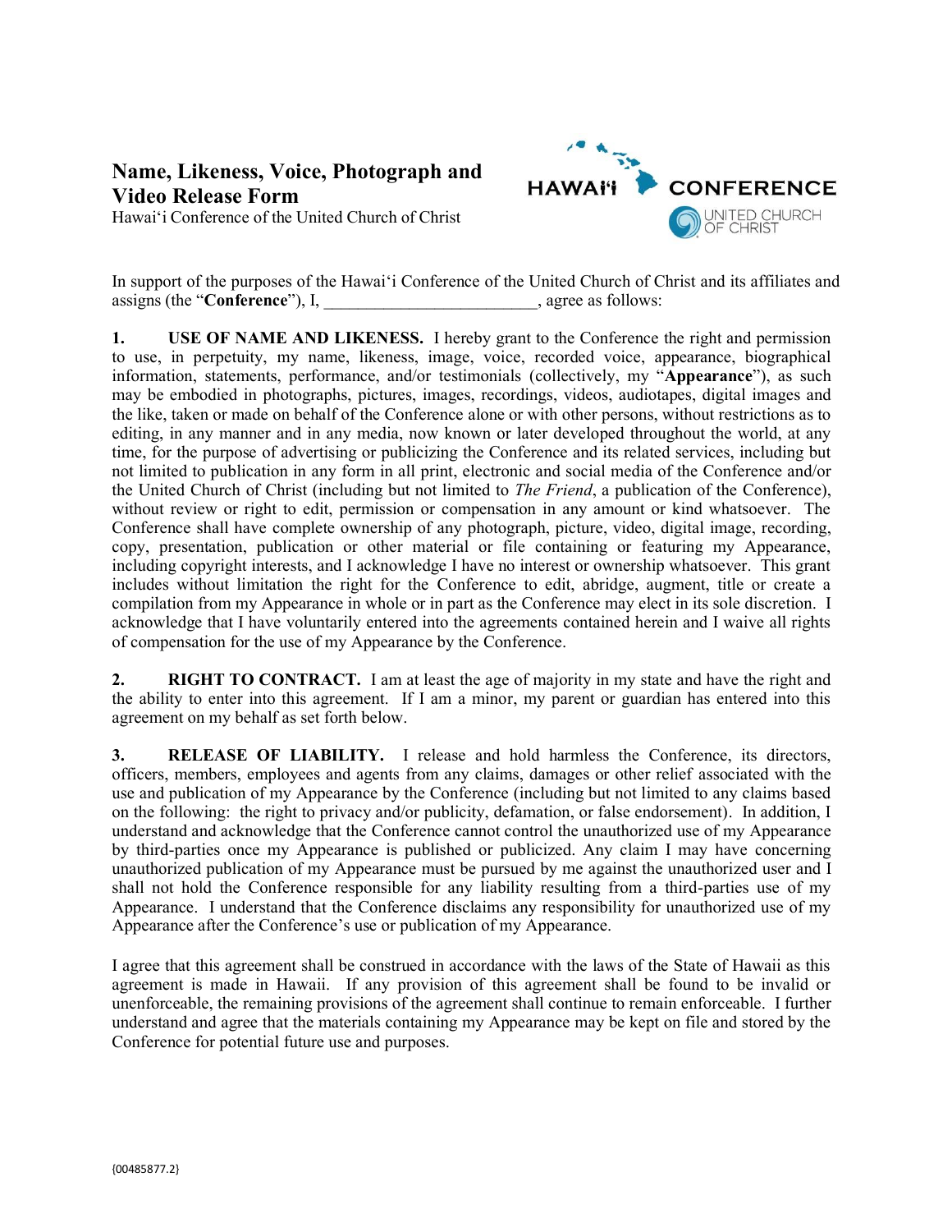# Name, Likeness, Voice, Photograph and Video Release Form

Hawai'i Conference of the United Church of Christ

HAWAI'I CONFERENCE
UNITED CHURCH OF CHRIST

In support of the purposes of the Hawai'i Conference of the United Church of Christ and its affiliates and assigns (the "**Conference**"), I, _________________________, agree as follows:

**1. USE OF NAME AND LIKENESS.** I hereby grant to the Conference the right and permission to use, in perpetuity, my name, likeness, image, voice, recorded voice, appearance, biographical information, statements, performance, and/or testimonials (collectively, my "**Appearance**"), as such may be embodied in photographs, pictures, images, recordings, videos, audiotapes, digital images and the like, taken or made on behalf of the Conference alone or with other persons, without restrictions as to editing, in any manner and in any media, now known or later developed throughout the world, at any time, for the purpose of advertising or publicizing the Conference and its related services, including but not limited to publication in any form in all print, electronic and social media of the Conference and/or the United Church of Christ (including but not limited to *The Friend*, a publication of the Conference), without review or right to edit, permission or compensation in any amount or kind whatsoever. The Conference shall have complete ownership of any photograph, picture, video, digital image, recording, copy, presentation, publication or other material or file containing or featuring my Appearance, including copyright interests, and I acknowledge I have no interest or ownership whatsoever. This grant includes without limitation the right for the Conference to edit, abridge, augment, title or create a compilation from my Appearance in whole or in part as the Conference may elect in its sole discretion. I acknowledge that I have voluntarily entered into the agreements contained herein and I waive all rights of compensation for the use of my Appearance by the Conference.

**2. RIGHT TO CONTRACT.** I am at least the age of majority in my state and have the right and the ability to enter into this agreement. If I am a minor, my parent or guardian has entered into this agreement on my behalf as set forth below.

**3. RELEASE OF LIABILITY.** I release and hold harmless the Conference, its directors, officers, members, employees and agents from any claims, damages or other relief associated with the use and publication of my Appearance by the Conference (including but not limited to any claims based on the following: the right to privacy and/or publicity, defamation, or false endorsement). In addition, I understand and acknowledge that the Conference cannot control the unauthorized use of my Appearance by third-parties once my Appearance is published or publicized. Any claim I may have concerning unauthorized publication of my Appearance must be pursued by me against the unauthorized user and I shall not hold the Conference responsible for any liability resulting from a third-parties use of my Appearance. I understand that the Conference disclaims any responsibility for unauthorized use of my Appearance after the Conference's use or publication of my Appearance.

I agree that this agreement shall be construed in accordance with the laws of the State of Hawaii as this agreement is made in Hawaii. If any provision of this agreement shall be found to be invalid or unenforceable, the remaining provisions of the agreement shall continue to remain enforceable. I further understand and agree that the materials containing my Appearance may be kept on file and stored by the Conference for potential future use and purposes.

{00485877.2}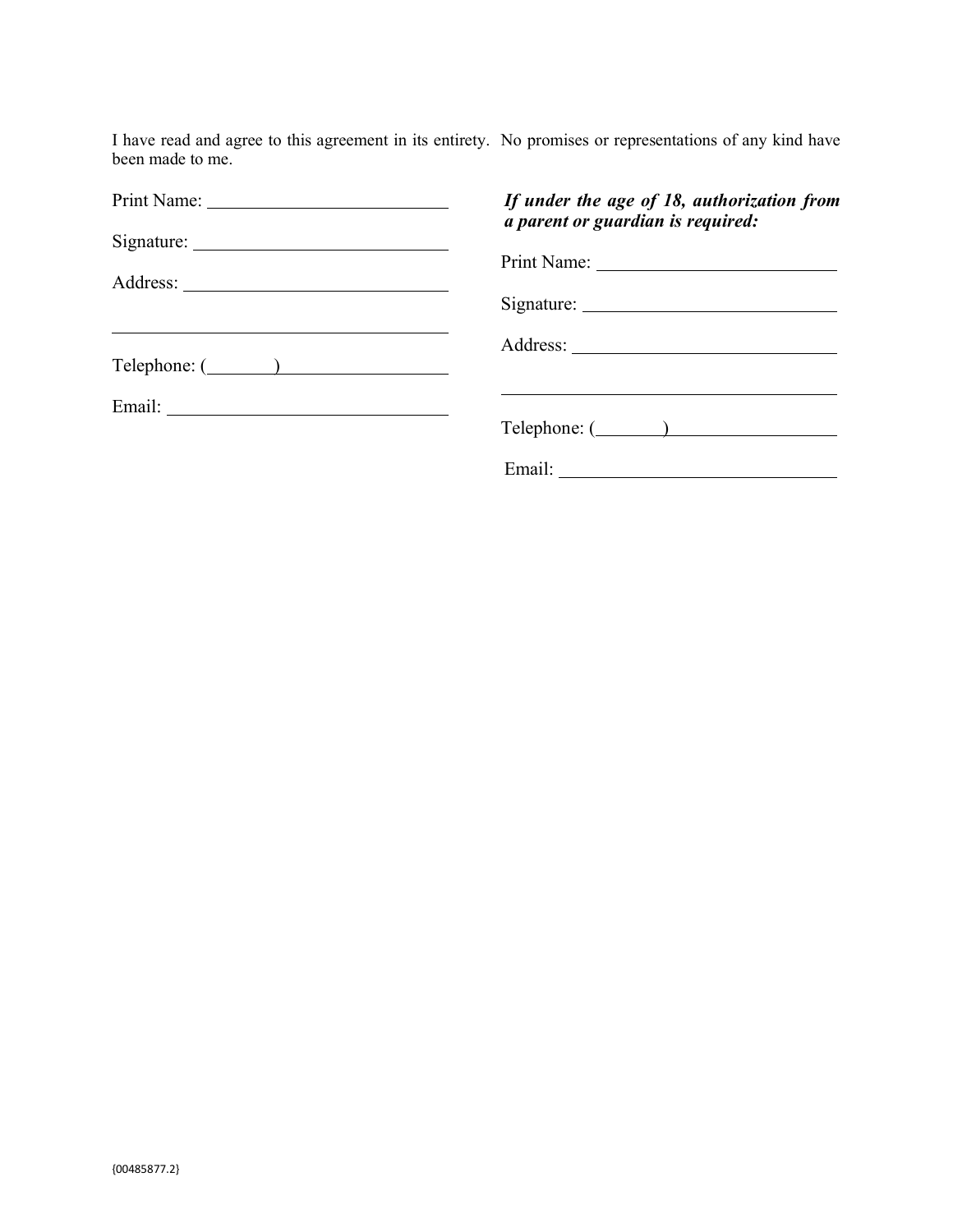I have read and agree to this agreement in its entirety. No promises or representations of any kind have been made to me.

Print Name: ____________________________

Signature: ____________________________

Address: ____________________________

____________________________

Telephone: (________) ____________________

Email: ____________________________

***If under the age of 18, authorization from a parent or guardian is required:***

Print Name: ____________________________

Signature: ____________________________

Address: ____________________________

____________________________

Telephone: (________) ____________________

Email: ____________________________

{00485877.2}